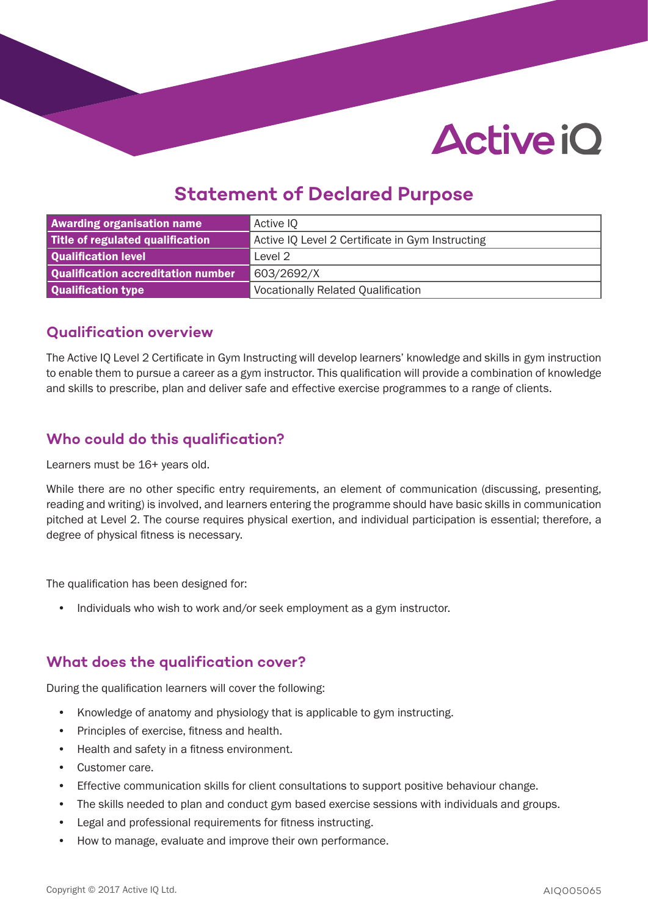# Statement of Declared Purpose

| Awarding organisation name | Active IQ |
|---|---|
| Title of regulated qualification | Active IQ Level 2 Certificate in Gym Instructing |
| Qualification level | Level 2 |
| Qualification accreditation number | 603/2692/X |
| Qualification type | Vocationally Related Qualification |

## Qualification overview

The Active IQ Level 2 Certificate in Gym Instructing will develop learners' knowledge and skills in gym instruction to enable them to pursue a career as a gym instructor. This qualification will provide a combination of knowledge and skills to prescribe, plan and deliver safe and effective exercise programmes to a range of clients.

## Who could do this qualification?

Learners must be 16+ years old.

While there are no other specific entry requirements, an element of communication (discussing, presenting, reading and writing) is involved, and learners entering the programme should have basic skills in communication pitched at Level 2. The course requires physical exertion, and individual participation is essential; therefore, a degree of physical fitness is necessary.

The qualification has been designed for:

- Individuals who wish to work and/or seek employment as a gym instructor.

## What does the qualification cover?

During the qualification learners will cover the following:

- Knowledge of anatomy and physiology that is applicable to gym instructing.
- Principles of exercise, fitness and health.
- Health and safety in a fitness environment.
- Customer care.
- Effective communication skills for client consultations to support positive behaviour change.
- The skills needed to plan and conduct gym based exercise sessions with individuals and groups.
- Legal and professional requirements for fitness instructing.
- How to manage, evaluate and improve their own performance.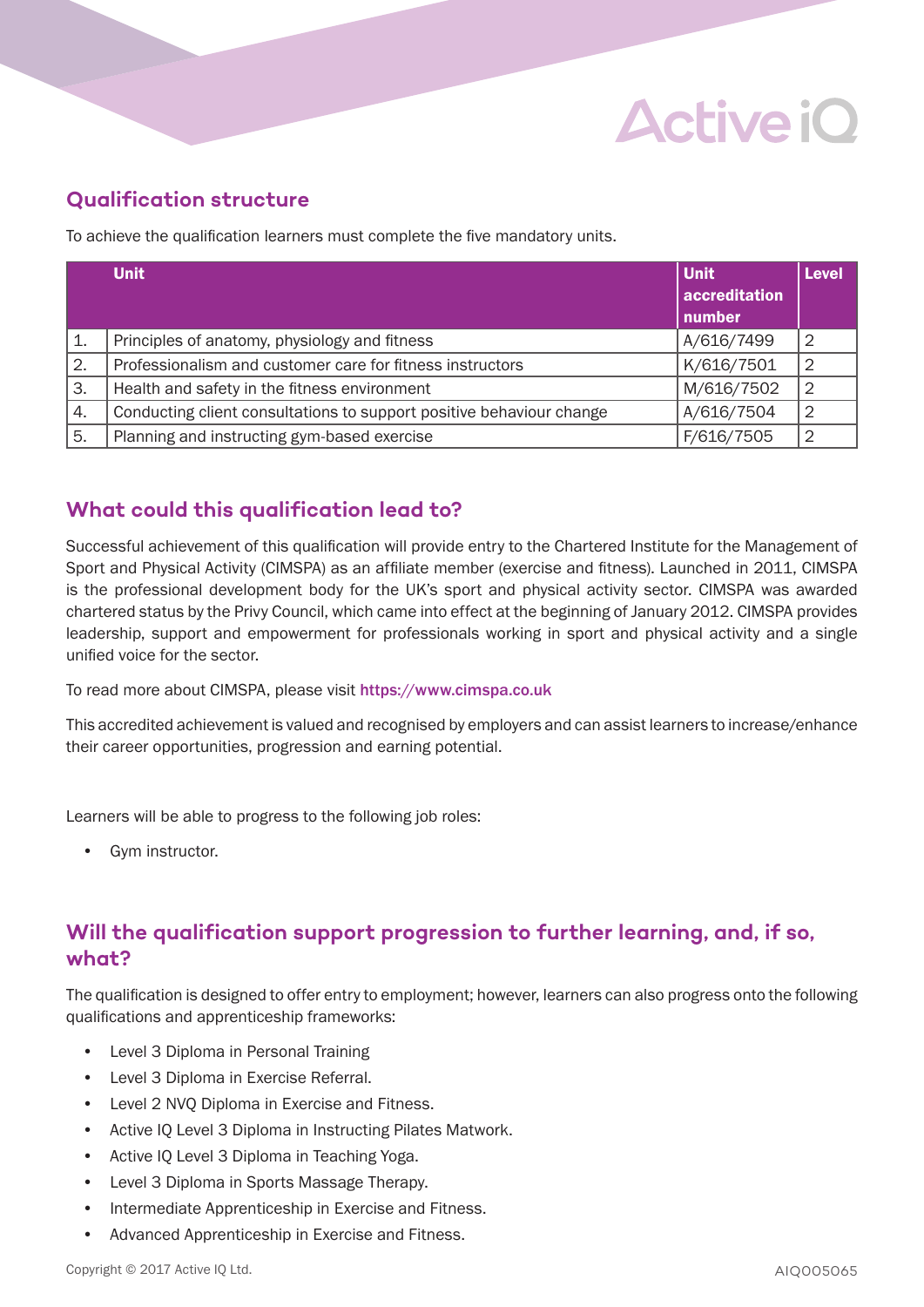## Qualification structure

To achieve the qualification learners must complete the five mandatory units.

| | Unit | Unit accreditation number | Level |
|---|---|---|---|
| 1. | Principles of anatomy, physiology and fitness | A/616/7499 | 2 |
| 2. | Professionalism and customer care for fitness instructors | K/616/7501 | 2 |
| 3. | Health and safety in the fitness environment | M/616/7502 | 2 |
| 4. | Conducting client consultations to support positive behaviour change | A/616/7504 | 2 |
| 5. | Planning and instructing gym-based exercise | F/616/7505 | 2 |

## What could this qualification lead to?

Successful achievement of this qualification will provide entry to the Chartered Institute for the Management of Sport and Physical Activity (CIMSPA) as an affiliate member (exercise and fitness). Launched in 2011, CIMSPA is the professional development body for the UK's sport and physical activity sector. CIMSPA was awarded chartered status by the Privy Council, which came into effect at the beginning of January 2012. CIMSPA provides leadership, support and empowerment for professionals working in sport and physical activity and a single unified voice for the sector.

To read more about CIMSPA, please visit https://www.cimspa.co.uk

This accredited achievement is valued and recognised by employers and can assist learners to increase/enhance their career opportunities, progression and earning potential.

Learners will be able to progress to the following job roles:

- Gym instructor.

## Will the qualification support progression to further learning, and, if so, what?

The qualification is designed to offer entry to employment; however, learners can also progress onto the following qualifications and apprenticeship frameworks:

- Level 3 Diploma in Personal Training
- Level 3 Diploma in Exercise Referral.
- Level 2 NVQ Diploma in Exercise and Fitness.
- Active IQ Level 3 Diploma in Instructing Pilates Matwork.
- Active IQ Level 3 Diploma in Teaching Yoga.
- Level 3 Diploma in Sports Massage Therapy.
- Intermediate Apprenticeship in Exercise and Fitness.
- Advanced Apprenticeship in Exercise and Fitness.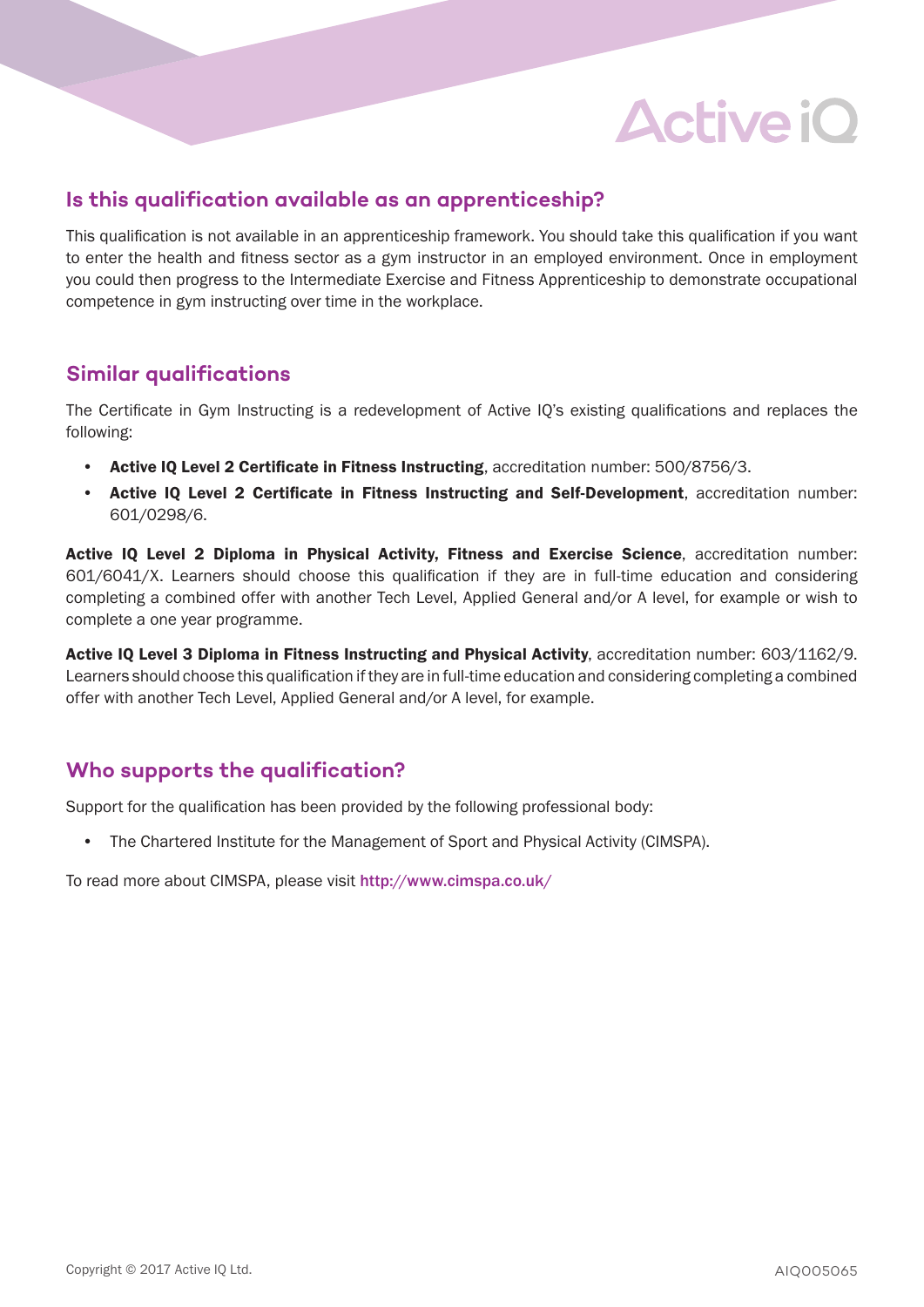## Is this qualification available as an apprenticeship?

This qualification is not available in an apprenticeship framework. You should take this qualification if you want to enter the health and fitness sector as a gym instructor in an employed environment. Once in employment you could then progress to the Intermediate Exercise and Fitness Apprenticeship to demonstrate occupational competence in gym instructing over time in the workplace.

## Similar qualifications

The Certificate in Gym Instructing is a redevelopment of Active IQ's existing qualifications and replaces the following:

- **Active IQ Level 2 Certificate in Fitness Instructing**, accreditation number: 500/8756/3.
- **Active IQ Level 2 Certificate in Fitness Instructing and Self-Development**, accreditation number: 601/0298/6.

**Active IQ Level 2 Diploma in Physical Activity, Fitness and Exercise Science**, accreditation number: 601/6041/X. Learners should choose this qualification if they are in full-time education and considering completing a combined offer with another Tech Level, Applied General and/or A level, for example or wish to complete a one year programme.

**Active IQ Level 3 Diploma in Fitness Instructing and Physical Activity**, accreditation number: 603/1162/9. Learners should choose this qualification if they are in full-time education and considering completing a combined offer with another Tech Level, Applied General and/or A level, for example.

## Who supports the qualification?

Support for the qualification has been provided by the following professional body:

- The Chartered Institute for the Management of Sport and Physical Activity (CIMSPA).

To read more about CIMSPA, please visit http://www.cimspa.co.uk/

Copyright © 2017 Active IQ Ltd.

AIQ005065